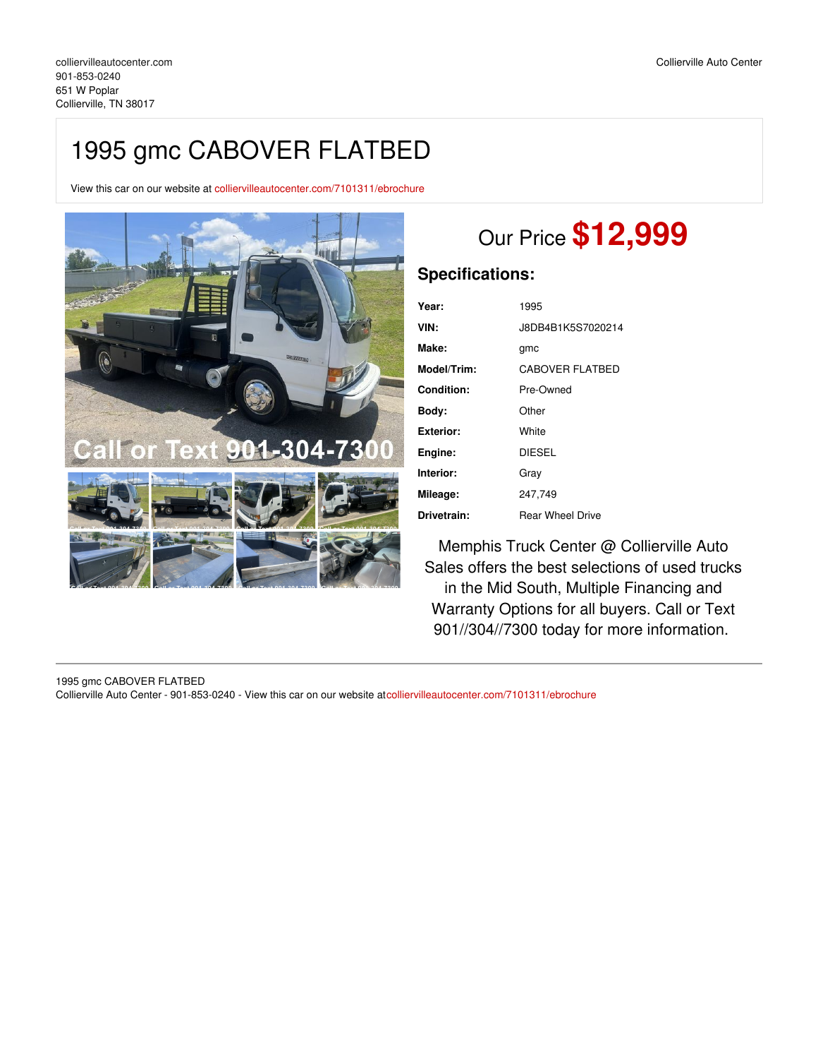collierivilleautocenter.com
901-853-0240
651 W Poplar
Collierville, TN 38017

Collierville Auto Center

# 1995 gmc CABOVER FLATBED

View this car on our website at collierivilleautocenter.com/7101311/ebrochure

## Our Price $12,999

### Specifications:

| | |
|---|---|
| **Year:** | 1995 |
| **VIN:** | J8DB4B1K5S7020214 |
| **Make:** | gmc |
| **Model/Trim:** | CABOVER FLATBED |
| **Condition:** | Pre-Owned |
| **Body:** | Other |
| **Exterior:** | White |
| **Engine:** | DIESEL |
| **Interior:** | Gray |
| **Mileage:** | 247,749 |
| **Drivetrain:** | Rear Wheel Drive |

Memphis Truck Center @ Collierville Auto Sales offers the best selections of used trucks in the Mid South, Multiple Financing and Warranty Options for all buyers. Call or Text 901//304//7300 today for more information.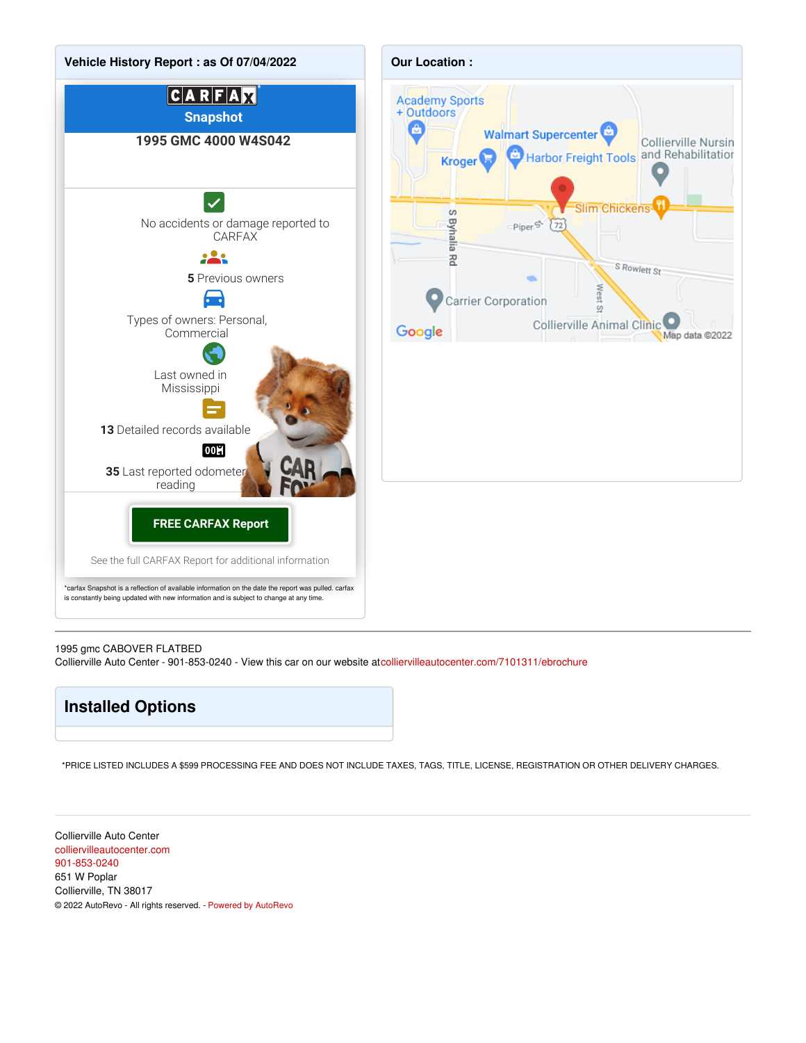## Vehicle History Report : as Of 07/04/2022

CARFAX Snapshot

**1995 GMC 4000 W4S042**

No accidents or damage reported to CARFAX

**5** Previous owners

Types of owners: Personal, Commercial

Last owned in Mississippi

**13** Detailed records available

**35** Last reported odometer reading

**FREE CARFAX Report**

See the full CARFAX Report for additional information

*carfax Snapshot is a reflection of available information on the date the report was pulled. carfax is constantly being updated with new information and is subject to change at any time.

## Our Location :

Academy Sports + Outdoors
Walmart Supercenter
Kroger
Harbor Freight Tools
Collierville Nursing and Rehabilitation
Slim Chickens
S Byhalia Rd
Piper St
72
S Rowlett St
Carrier Corporation
West St
Collierville Animal Clinic
Google
Map data ©2022

---

1995 gmc CABOVER FLATBED
Collierville Auto Center - 901-853-0240 - View this car on our website at colliervilleautocenter.com/7101311/ebrochure

## Installed Options

*PRICE LISTED INCLUDES A $599 PROCESSING FEE AND DOES NOT INCLUDE TAXES, TAGS, TITLE, LICENSE, REGISTRATION OR OTHER DELIVERY CHARGES.

---

Collierville Auto Center
colliervilleautocenter.com
901-853-0240
651 W Poplar
Collierville, TN 38017
© 2022 AutoRevo - All rights reserved. - Powered by AutoRevo